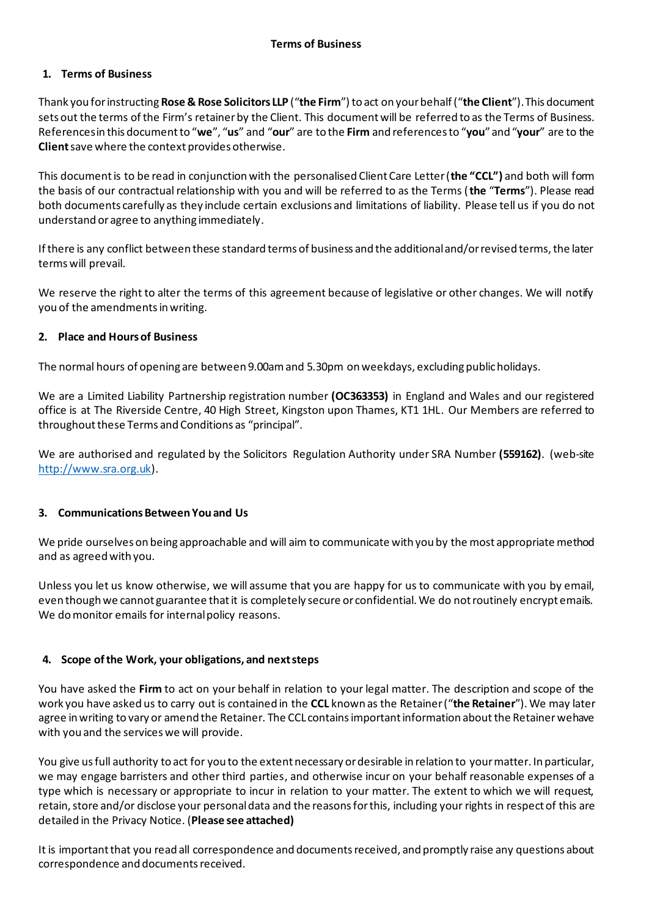**Terms of Business**

## 1. Terms of Business

Thank you for instructing **Rose & Rose Solicitors LLP** ("**the Firm**") to act on your behalf ("**the Client**"). This document sets out the terms of the Firm's retainer by the Client. This document will be referred to as the Terms of Business. References in this document to "**we**", "**us**" and "**our**" are to the **Firm** and references to "**you**" and "**your**" are to the **Client** save where the context provides otherwise.

This document is to be read in conjunction with the personalised Client Care Letter (**the "CCL")** and both will form the basis of our contractual relationship with you and will be referred to as the Terms (**the** "**Terms**"). Please read both documents carefully as they include certain exclusions and limitations of liability. Please tell us if you do not understand or agree to anything immediately.

If there is any conflict between these standard terms of business and the additional and/or revised terms, the later terms will prevail.

We reserve the right to alter the terms of this agreement because of legislative or other changes. We will notify you of the amendments in writing.

## 2. Place and Hours of Business

The normal hours of opening are between 9.00am and 5.30pm on weekdays, excluding public holidays.

We are a Limited Liability Partnership registration number **(OC363353)** in England and Wales and our registered office is at The Riverside Centre, 40 High Street, Kingston upon Thames, KT1 1HL. Our Members are referred to throughout these Terms and Conditions as "principal".

We are authorised and regulated by the Solicitors Regulation Authority under SRA Number **(559162)**. (web-site http://www.sra.org.uk).

## 3. Communications Between You and Us

We pride ourselves on being approachable and will aim to communicate with you by the most appropriate method and as agreed with you.

Unless you let us know otherwise, we will assume that you are happy for us to communicate with you by email, even though we cannot guarantee that it is completely secure or confidential. We do not routinely encrypt emails. We do monitor emails for internal policy reasons.

## 4. Scope of the Work, your obligations, and next steps

You have asked the **Firm** to act on your behalf in relation to your legal matter. The description and scope of the work you have asked us to carry out is contained in the **CCL** known as the Retainer ("**the Retainer**"). We may later agree in writing to vary or amend the Retainer. The CCL contains important information about the Retainer we have with you and the services we will provide.

You give us full authority to act for you to the extent necessary or desirable in relation to your matter. In particular, we may engage barristers and other third parties, and otherwise incur on your behalf reasonable expenses of a type which is necessary or appropriate to incur in relation to your matter. The extent to which we will request, retain, store and/or disclose your personal data and the reasons for this, including your rights in respect of this are detailed in the Privacy Notice. (**Please see attached)**

It is important that you read all correspondence and documents received, and promptly raise any questions about correspondence and documents received.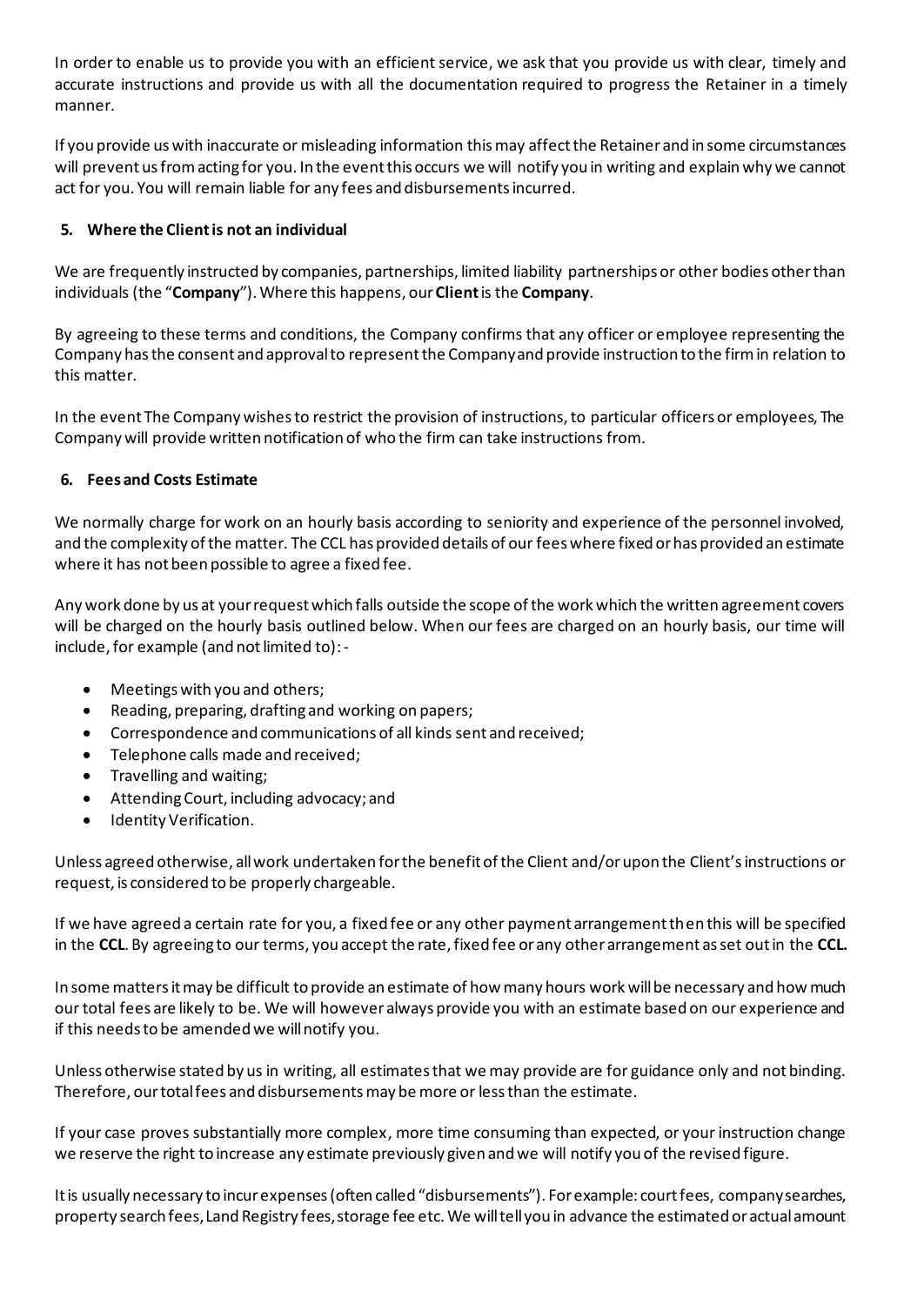In order to enable us to provide you with an efficient service, we ask that you provide us with clear, timely and accurate instructions and provide us with all the documentation required to progress the Retainer in a timely manner.

If you provide us with inaccurate or misleading information this may affect the Retainer and in some circumstances will prevent us from acting for you. In the event this occurs we will notify you in writing and explain why we cannot act for you. You will remain liable for any fees and disbursements incurred.

## 5. Where the Client is not an individual

We are frequently instructed by companies, partnerships, limited liability partnerships or other bodies other than individuals (the "**Company**"). Where this happens, our **Client** is the **Company**.

By agreeing to these terms and conditions, the Company confirms that any officer or employee representing the Company has the consent and approval to represent the Company and provide instruction to the firm in relation to this matter.

In the event The Company wishes to restrict the provision of instructions, to particular officers or employees, The Company will provide written notification of who the firm can take instructions from.

## 6. Fees and Costs Estimate

We normally charge for work on an hourly basis according to seniority and experience of the personnel involved, and the complexity of the matter. The CCL has provided details of our fees where fixed or has provided an estimate where it has not been possible to agree a fixed fee.

Any work done by us at your request which falls outside the scope of the work which the written agreement covers will be charged on the hourly basis outlined below. When our fees are charged on an hourly basis, our time will include, for example (and not limited to):-

- Meetings with you and others;
- Reading, preparing, drafting and working on papers;
- Correspondence and communications of all kinds sent and received;
- Telephone calls made and received;
- Travelling and waiting;
- Attending Court, including advocacy; and
- Identity Verification.

Unless agreed otherwise, all work undertaken for the benefit of the Client and/or upon the Client's instructions or request, is considered to be properly chargeable.

If we have agreed a certain rate for you, a fixed fee or any other payment arrangement then this will be specified in the **CCL**. By agreeing to our terms, you accept the rate, fixed fee or any other arrangement as set out in the **CCL.**

In some matters it may be difficult to provide an estimate of how many hours work will be necessary and how much our total fees are likely to be. We will however always provide you with an estimate based on our experience and if this needs to be amended we will notify you.

Unless otherwise stated by us in writing, all estimates that we may provide are for guidance only and not binding. Therefore, our total fees and disbursements may be more or less than the estimate.

If your case proves substantially more complex, more time consuming than expected, or your instruction change we reserve the right to increase any estimate previously given and we will notify you of the revised figure.

It is usually necessary to incur expenses (often called "disbursements"). For example: court fees, company searches, property search fees, Land Registry fees, storage fee etc. We will tell you in advance the estimated or actual amount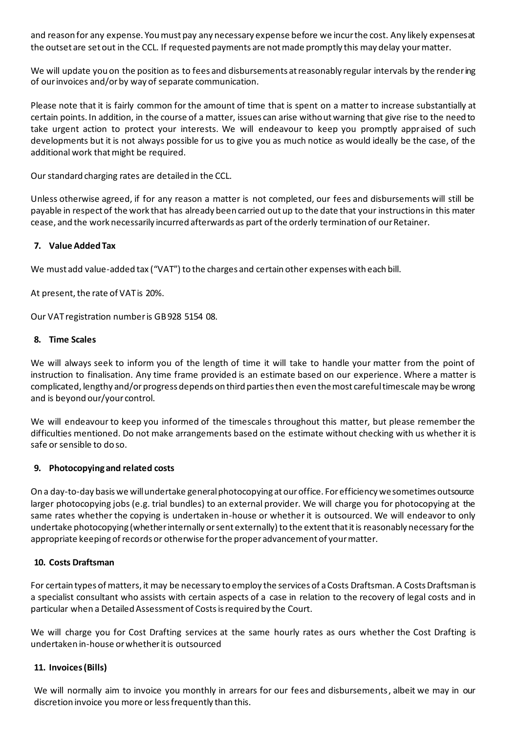and reason for any expense. You must pay any necessary expense before we incur the cost. Any likely expenses at the outset are set out in the CCL. If requested payments are not made promptly this may delay your matter.

We will update you on the position as to fees and disbursements at reasonably regular intervals by the rendering of our invoices and/or by way of separate communication.

Please note that it is fairly common for the amount of time that is spent on a matter to increase substantially at certain points. In addition, in the course of a matter, issues can arise without warning that give rise to the need to take urgent action to protect your interests. We will endeavour to keep you promptly appraised of such developments but it is not always possible for us to give you as much notice as would ideally be the case, of the additional work that might be required.

Our standard charging rates are detailed in the CCL.

Unless otherwise agreed, if for any reason a matter is not completed, our fees and disbursements will still be payable in respect of the work that has already been carried out up to the date that your instructions in this mater cease, and the work necessarily incurred afterwards as part of the orderly termination of our Retainer.

**7. Value Added Tax**

We must add value-added tax ("VAT") to the charges and certain other expenses with each bill.

At present, the rate of VAT is 20%.

Our VAT registration number is GB 928 5154 08.

**8. Time Scales**

We will always seek to inform you of the length of time it will take to handle your matter from the point of instruction to finalisation. Any time frame provided is an estimate based on our experience. Where a matter is complicated, lengthy and/or progress depends on third parties then even the most careful timescale may be wrong and is beyond our/your control.

We will endeavour to keep you informed of the timescales throughout this matter, but please remember the difficulties mentioned. Do not make arrangements based on the estimate without checking with us whether it is safe or sensible to do so.

**9. Photocopying and related costs**

On a day-to-day basis we will undertake general photocopying at our office. For efficiency we sometimes outsource larger photocopying jobs (e.g. trial bundles) to an external provider. We will charge you for photocopying at the same rates whether the copying is undertaken in-house or whether it is outsourced. We will endeavor to only undertake photocopying (whether internally or sent externally) to the extent that it is reasonably necessary for the appropriate keeping of records or otherwise for the proper advancement of your matter.

**10. Costs Draftsman**

For certain types of matters, it may be necessary to employ the services of a Costs Draftsman. A Costs Draftsman is a specialist consultant who assists with certain aspects of a case in relation to the recovery of legal costs and in particular when a Detailed Assessment of Costs is required by the Court.

We will charge you for Cost Drafting services at the same hourly rates as ours whether the Cost Drafting is undertaken in-house or whether it is outsourced

**11. Invoices (Bills)**

We will normally aim to invoice you monthly in arrears for our fees and disbursements, albeit we may in our discretion invoice you more or less frequently than this.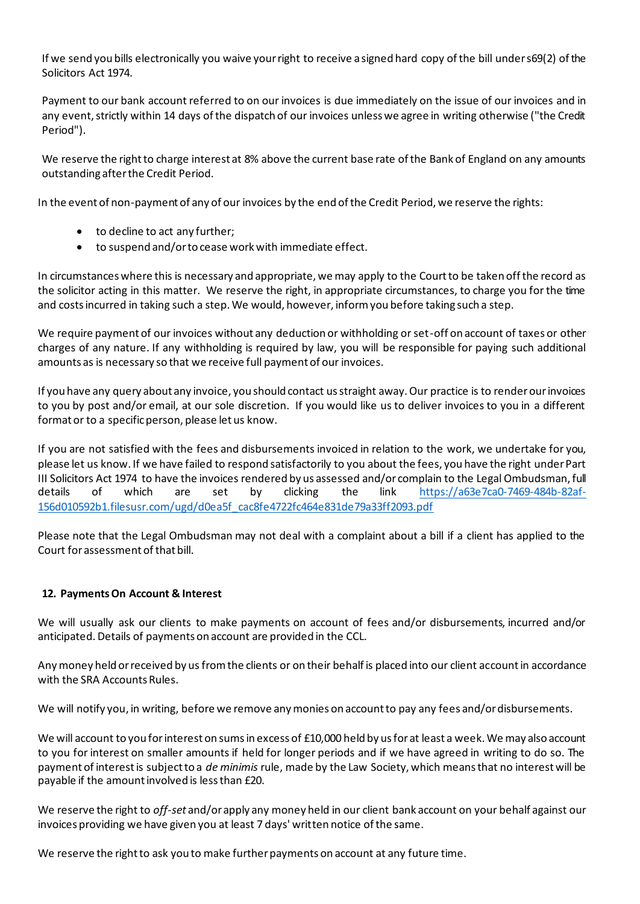If we send you bills electronically you waive your right to receive a signed hard copy of the bill under s69(2) of the Solicitors Act 1974.

Payment to our bank account referred to on our invoices is due immediately on the issue of our invoices and in any event, strictly within 14 days of the dispatch of our invoices unless we agree in writing otherwise ("the Credit Period").

We reserve the right to charge interest at 8% above the current base rate of the Bank of England on any amounts outstanding after the Credit Period.

In the event of non-payment of any of our invoices by the end of the Credit Period, we reserve the rights:

- to decline to act any further;
- to suspend and/or to cease work with immediate effect.

In circumstances where this is necessary and appropriate, we may apply to the Court to be taken off the record as the solicitor acting in this matter. We reserve the right, in appropriate circumstances, to charge you for the time and costs incurred in taking such a step. We would, however, inform you before taking such a step.

We require payment of our invoices without any deduction or withholding or set-off on account of taxes or other charges of any nature. If any withholding is required by law, you will be responsible for paying such additional amounts as is necessary so that we receive full payment of our invoices.

If you have any query about any invoice, you should contact us straight away. Our practice is to render our invoices to you by post and/or email, at our sole discretion. If you would like us to deliver invoices to you in a different format or to a specific person, please let us know.

If you are not satisfied with the fees and disbursements invoiced in relation to the work, we undertake for you, please let us know. If we have failed to respond satisfactorily to you about the fees, you have the right under Part III Solicitors Act 1974 to have the invoices rendered by us assessed and/or complain to the Legal Ombudsman, full details of which are set by clicking the link https://a63e7ca0-7469-484b-82af-156d010592b1.filesusr.com/ugd/d0ea5f_cac8fe4722fc464e831de79a33ff2093.pdf

Please note that the Legal Ombudsman may not deal with a complaint about a bill if a client has applied to the Court for assessment of that bill.

## 12. Payments On Account & Interest

We will usually ask our clients to make payments on account of fees and/or disbursements, incurred and/or anticipated. Details of payments on account are provided in the CCL.

Any money held or received by us from the clients or on their behalf is placed into our client account in accordance with the SRA Accounts Rules.

We will notify you, in writing, before we remove any monies on account to pay any fees and/or disbursements.

We will account to you for interest on sums in excess of £10,000 held by us for at least a week. We may also account to you for interest on smaller amounts if held for longer periods and if we have agreed in writing to do so. The payment of interest is subject to a *de minimis* rule, made by the Law Society, which means that no interest will be payable if the amount involved is less than £20.

We reserve the right to *off-set* and/or apply any money held in our client bank account on your behalf against our invoices providing we have given you at least 7 days' written notice of the same.

We reserve the right to ask you to make further payments on account at any future time.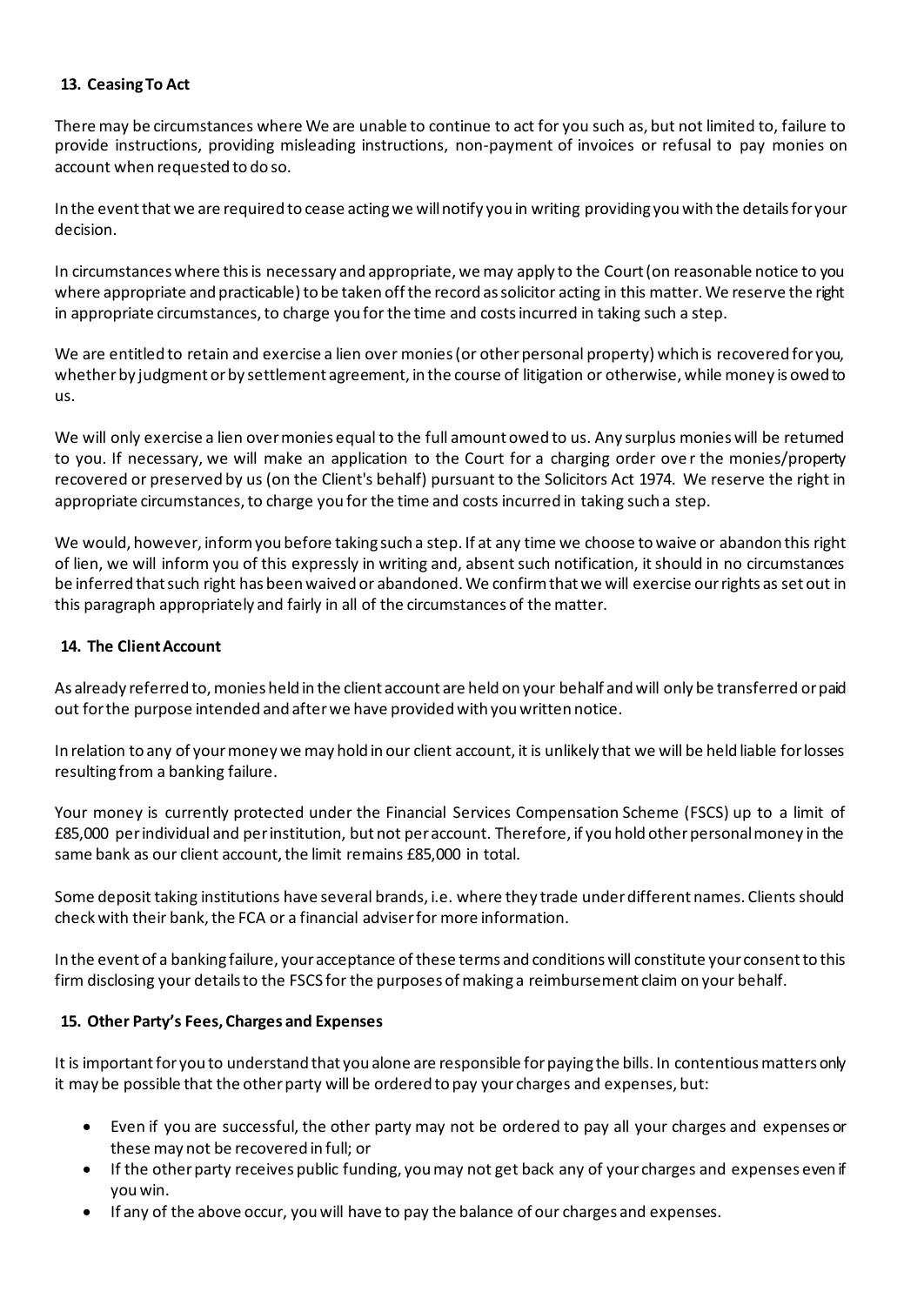## 13. Ceasing To Act

There may be circumstances where We are unable to continue to act for you such as, but not limited to, failure to provide instructions, providing misleading instructions, non-payment of invoices or refusal to pay monies on account when requested to do so.

In the event that we are required to cease acting we will notify you in writing providing you with the details for your decision.

In circumstances where this is necessary and appropriate, we may apply to the Court (on reasonable notice to you where appropriate and practicable) to be taken off the record as solicitor acting in this matter. We reserve the right in appropriate circumstances, to charge you for the time and costs incurred in taking such a step.

We are entitled to retain and exercise a lien over monies (or other personal property) which is recovered for you, whether by judgment or by settlement agreement, in the course of litigation or otherwise, while money is owed to us.

We will only exercise a lien over monies equal to the full amount owed to us. Any surplus monies will be returned to you. If necessary, we will make an application to the Court for a charging order ove r the monies/property recovered or preserved by us (on the Client's behalf) pursuant to the Solicitors Act 1974. We reserve the right in appropriate circumstances, to charge you for the time and costs incurred in taking such a step.

We would, however, inform you before taking such a step. If at any time we choose to waive or abandon this right of lien, we will inform you of this expressly in writing and, absent such notification, it should in no circumstances be inferred that such right has been waived or abandoned. We confirm that we will exercise our rights as set out in this paragraph appropriately and fairly in all of the circumstances of the matter.

## 14. The Client Account

As already referred to, monies held in the client account are held on your behalf and will only be transferred or paid out for the purpose intended and after we have provided with you written notice.

In relation to any of your money we may hold in our client account, it is unlikely that we will be held liable for losses resulting from a banking failure.

Your money is currently protected under the Financial Services Compensation Scheme (FSCS) up to a limit of £85,000 per individual and per institution, but not per account. Therefore, if you hold other personal money in the same bank as our client account, the limit remains £85,000 in total.

Some deposit taking institutions have several brands, i.e. where they trade under different names. Clients should check with their bank, the FCA or a financial adviser for more information.

In the event of a banking failure, your acceptance of these terms and conditions will constitute your consent to this firm disclosing your details to the FSCS for the purposes of making a reimbursement claim on your behalf.

## 15. Other Party's Fees, Charges and Expenses

It is important for you to understand that you alone are responsible for paying the bills. In contentious matters only it may be possible that the other party will be ordered to pay your charges and expenses, but:

- Even if you are successful, the other party may not be ordered to pay all your charges and expenses or these may not be recovered in full; or
- If the other party receives public funding, you may not get back any of your charges and expenses even if you win.
- If any of the above occur, you will have to pay the balance of our charges and expenses.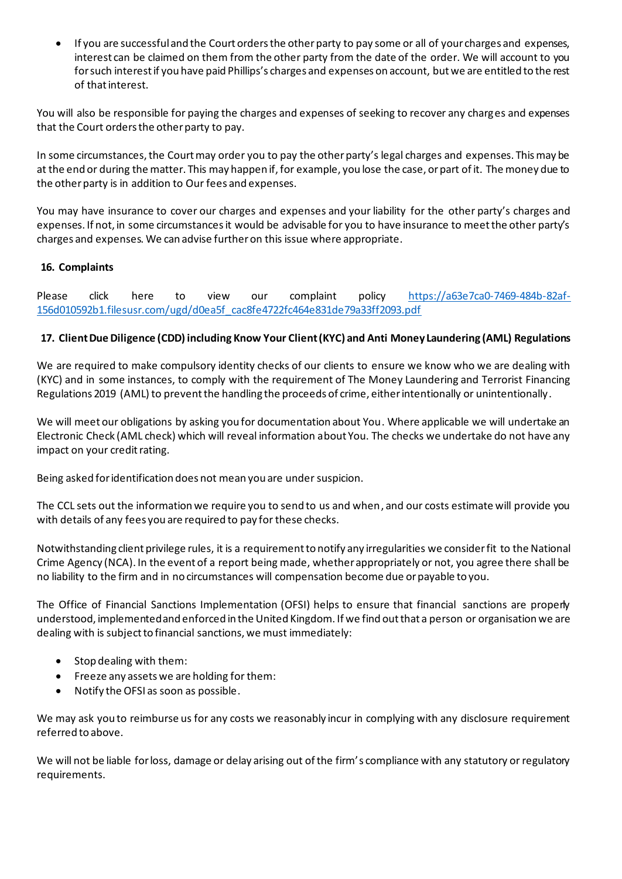- If you are successful and the Court orders the other party to pay some or all of your charges and expenses, interest can be claimed on them from the other party from the date of the order. We will account to you for such interest if you have paid Phillips's charges and expenses on account, but we are entitled to the rest of that interest.

You will also be responsible for paying the charges and expenses of seeking to recover any charges and expenses that the Court orders the other party to pay.

In some circumstances, the Court may order you to pay the other party's legal charges and expenses. This may be at the end or during the matter. This may happen if, for example, you lose the case, or part of it. The money due to the other party is in addition to Our fees and expenses.

You may have insurance to cover our charges and expenses and your liability for the other party's charges and expenses. If not, in some circumstances it would be advisable for you to have insurance to meet the other party's charges and expenses. We can advise further on this issue where appropriate.

## 16. Complaints

Please click here to view our complaint policy https://a63e7ca0-7469-484b-82af-156d010592b1.filesusr.com/ugd/d0ea5f_cac8fe4722fc464e831de79a33ff2093.pdf

## 17. Client Due Diligence (CDD) including Know Your Client (KYC) and Anti Money Laundering (AML) Regulations

We are required to make compulsory identity checks of our clients to ensure we know who we are dealing with (KYC) and in some instances, to comply with the requirement of The Money Laundering and Terrorist Financing Regulations 2019 (AML) to prevent the handling the proceeds of crime, either intentionally or unintentionally.

We will meet our obligations by asking you for documentation about You. Where applicable we will undertake an Electronic Check (AML check) which will reveal information about You. The checks we undertake do not have any impact on your credit rating.

Being asked for identification does not mean you are under suspicion.

The CCL sets out the information we require you to send to us and when, and our costs estimate will provide you with details of any fees you are required to pay for these checks.

Notwithstanding client privilege rules, it is a requirement to notify any irregularities we consider fit to the National Crime Agency (NCA). In the event of a report being made, whether appropriately or not, you agree there shall be no liability to the firm and in no circumstances will compensation become due or payable to you.

The Office of Financial Sanctions Implementation (OFSI) helps to ensure that financial sanctions are properly understood, implemented and enforced in the United Kingdom. If we find out that a person or organisation we are dealing with is subject to financial sanctions, we must immediately:

- Stop dealing with them:
- Freeze any assets we are holding for them:
- Notify the OFSI as soon as possible.

We may ask you to reimburse us for any costs we reasonably incur in complying with any disclosure requirement referred to above.

We will not be liable for loss, damage or delay arising out of the firm's compliance with any statutory or regulatory requirements.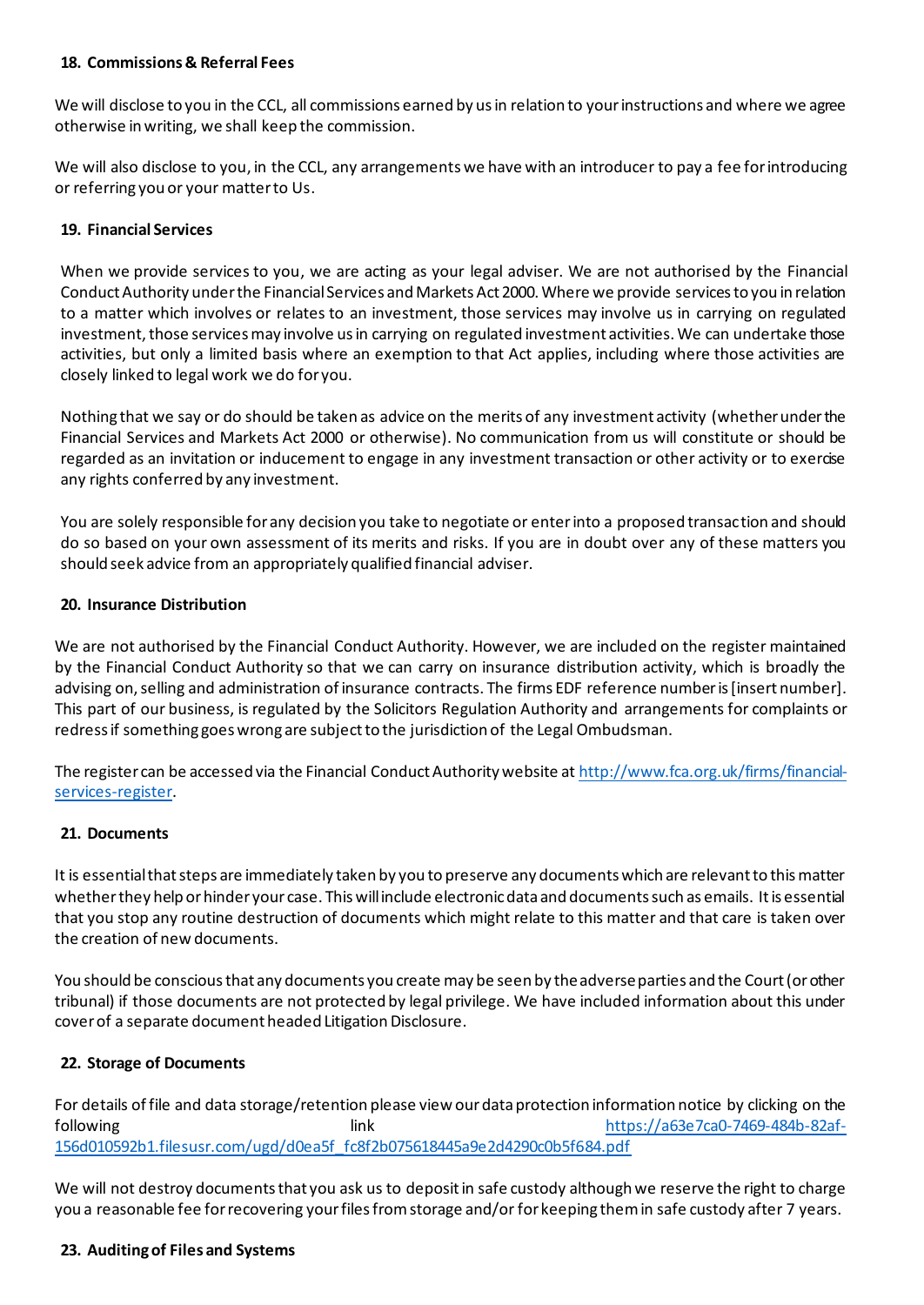**18. Commissions & Referral Fees**

We will disclose to you in the CCL, all commissions earned by us in relation to your instructions and where we agree otherwise in writing, we shall keep the commission.

We will also disclose to you, in the CCL, any arrangements we have with an introducer to pay a fee for introducing or referring you or your matter to Us.

**19. Financial Services**

When we provide services to you, we are acting as your legal adviser. We are not authorised by the Financial Conduct Authority under the Financial Services and Markets Act 2000. Where we provide services to you in relation to a matter which involves or relates to an investment, those services may involve us in carrying on regulated investment, those services may involve us in carrying on regulated investment activities. We can undertake those activities, but only a limited basis where an exemption to that Act applies, including where those activities are closely linked to legal work we do for you.

Nothing that we say or do should be taken as advice on the merits of any investment activity (whether under the Financial Services and Markets Act 2000 or otherwise). No communication from us will constitute or should be regarded as an invitation or inducement to engage in any investment transaction or other activity or to exercise any rights conferred by any investment.

You are solely responsible for any decision you take to negotiate or enter into a proposed transaction and should do so based on your own assessment of its merits and risks. If you are in doubt over any of these matters you should seek advice from an appropriately qualified financial adviser.

**20. Insurance Distribution**

We are not authorised by the Financial Conduct Authority. However, we are included on the register maintained by the Financial Conduct Authority so that we can carry on insurance distribution activity, which is broadly the advising on, selling and administration of insurance contracts. The firms EDF reference number is [insert number]. This part of our business, is regulated by the Solicitors Regulation Authority and arrangements for complaints or redress if something goes wrong are subject to the jurisdiction of the Legal Ombudsman.

The register can be accessed via the Financial Conduct Authority website at http://www.fca.org.uk/firms/financial-services-register.

**21. Documents**

It is essential that steps are immediately taken by you to preserve any documents which are relevant to this matter whether they help or hinder your case. This will include electronic data and documents such as emails. It is essential that you stop any routine destruction of documents which might relate to this matter and that care is taken over the creation of new documents.

You should be conscious that any documents you create may be seen by the adverse parties and the Court (or other tribunal) if those documents are not protected by legal privilege. We have included information about this under cover of a separate document headed Litigation Disclosure.

**22. Storage of Documents**

For details of file and data storage/retention please view our data protection information notice by clicking on the following link https://a63e7ca0-7469-484b-82af-156d010592b1.filesusr.com/ugd/d0ea5f_fc8f2b075618445a9e2d4290c0b5f684.pdf

We will not destroy documents that you ask us to deposit in safe custody although we reserve the right to charge you a reasonable fee for recovering your files from storage and/or for keeping them in safe custody after 7 years.

**23. Auditing of Files and Systems**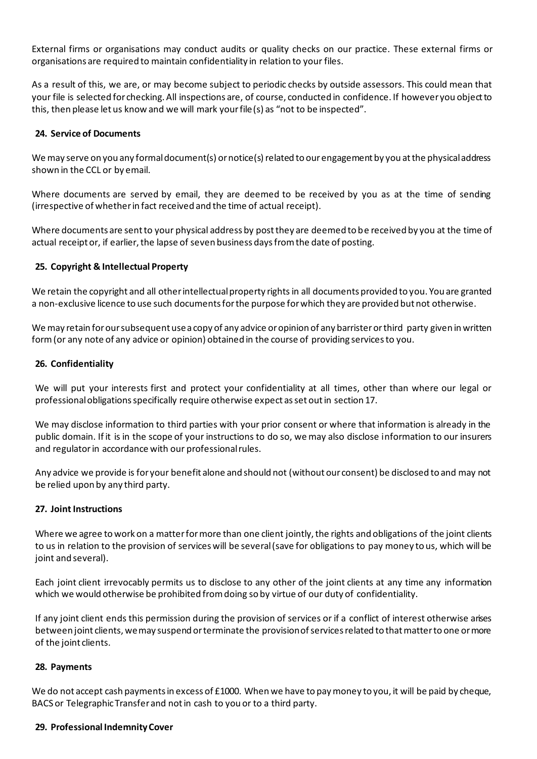External firms or organisations may conduct audits or quality checks on our practice. These external firms or organisations are required to maintain confidentiality in relation to your files.

As a result of this, we are, or may become subject to periodic checks by outside assessors. This could mean that your file is selected for checking. All inspections are, of course, conducted in confidence. If however you object to this, then please let us know and we will mark your file(s) as "not to be inspected".

### 24. Service of Documents

We may serve on you any formal document(s) or notice(s) related to our engagement by you at the physical address shown in the CCL or by email.

Where documents are served by email, they are deemed to be received by you as at the time of sending (irrespective of whether in fact received and the time of actual receipt).

Where documents are sent to your physical address by post they are deemed to be received by you at the time of actual receipt or, if earlier, the lapse of seven business days from the date of posting.

### 25. Copyright & Intellectual Property

We retain the copyright and all other intellectual property rights in all documents provided to you. You are granted a non-exclusive licence to use such documents for the purpose for which they are provided but not otherwise.

We may retain for our subsequent use a copy of any advice or opinion of any barrister or third party given in written form (or any note of any advice or opinion) obtained in the course of providing services to you.

### 26. Confidentiality

We will put your interests first and protect your confidentiality at all times, other than where our legal or professional obligations specifically require otherwise expect as set out in section 17.

We may disclose information to third parties with your prior consent or where that information is already in the public domain. If it is in the scope of your instructions to do so, we may also disclose information to our insurers and regulator in accordance with our professional rules.

Any advice we provide is for your benefit alone and should not (without our consent) be disclosed to and may not be relied upon by any third party.

### 27. Joint Instructions

Where we agree to work on a matter for more than one client jointly, the rights and obligations of the joint clients to us in relation to the provision of services will be several (save for obligations to pay money to us, which will be joint and several).

Each joint client irrevocably permits us to disclose to any other of the joint clients at any time any information which we would otherwise be prohibited from doing so by virtue of our duty of confidentiality.

If any joint client ends this permission during the provision of services or if a conflict of interest otherwise arises between joint clients, we may suspend or terminate the provision of services related to that matter to one or more of the joint clients.

### 28. Payments

We do not accept cash payments in excess of £1000. When we have to pay money to you, it will be paid by cheque, BACS or Telegraphic Transfer and not in cash to you or to a third party.

### 29. Professional Indemnity Cover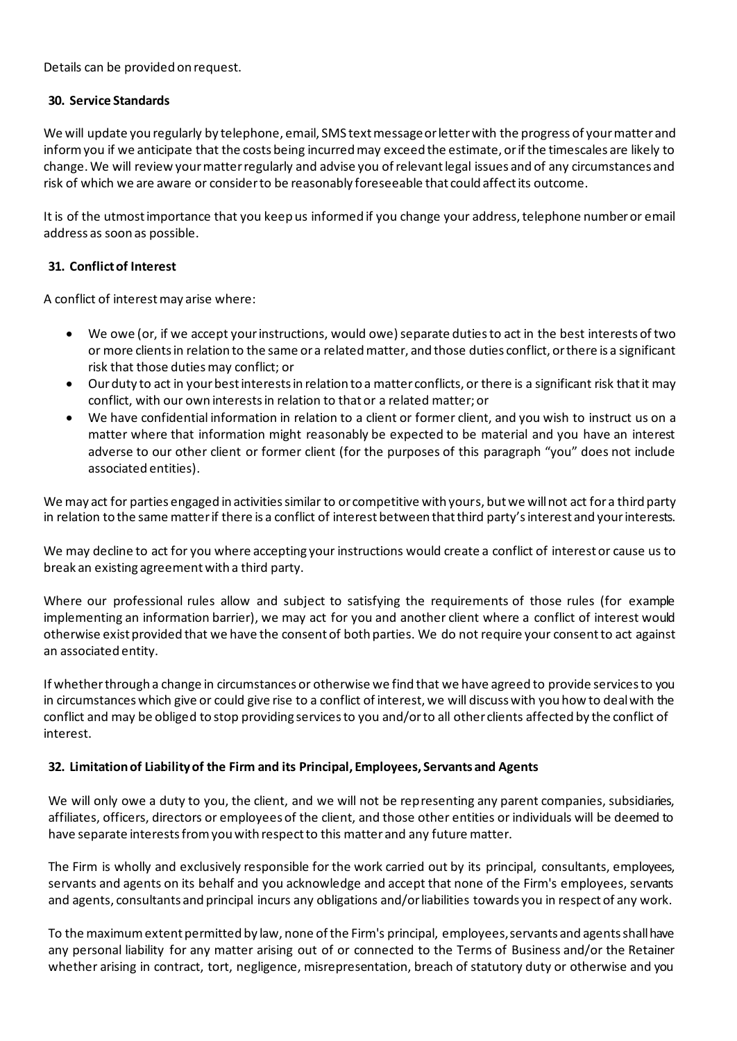Details can be provided on request.

### 30. Service Standards

We will update you regularly by telephone, email, SMS text message or letter with the progress of your matter and inform you if we anticipate that the costs being incurred may exceed the estimate, or if the timescales are likely to change. We will review your matter regularly and advise you of relevant legal issues and of any circumstances and risk of which we are aware or consider to be reasonably foreseeable that could affect its outcome.

It is of the utmost importance that you keep us informed if you change your address, telephone number or email address as soon as possible.

### 31. Conflict of Interest

A conflict of interest may arise where:

- We owe (or, if we accept your instructions, would owe) separate duties to act in the best interests of two or more clients in relation to the same or a related matter, and those duties conflict, or there is a significant risk that those duties may conflict; or
- Our duty to act in your best interests in relation to a matter conflicts, or there is a significant risk that it may conflict, with our own interests in relation to that or a related matter; or
- We have confidential information in relation to a client or former client, and you wish to instruct us on a matter where that information might reasonably be expected to be material and you have an interest adverse to our other client or former client (for the purposes of this paragraph "you" does not include associated entities).

We may act for parties engaged in activities similar to or competitive with yours, but we will not act for a third party in relation to the same matter if there is a conflict of interest between that third party's interest and your interests.

We may decline to act for you where accepting your instructions would create a conflict of interest or cause us to break an existing agreement with a third party.

Where our professional rules allow and subject to satisfying the requirements of those rules (for example implementing an information barrier), we may act for you and another client where a conflict of interest would otherwise exist provided that we have the consent of both parties. We do not require your consent to act against an associated entity.

If whether through a change in circumstances or otherwise we find that we have agreed to provide services to you in circumstances which give or could give rise to a conflict of interest, we will discuss with you how to deal with the conflict and may be obliged to stop providing services to you and/or to all other clients affected by the conflict of interest.

### 32. Limitation of Liability of the Firm and its Principal, Employees, Servants and Agents

We will only owe a duty to you, the client, and we will not be representing any parent companies, subsidiaries, affiliates, officers, directors or employees of the client, and those other entities or individuals will be deemed to have separate interests from you with respect to this matter and any future matter.

The Firm is wholly and exclusively responsible for the work carried out by its principal, consultants, employees, servants and agents on its behalf and you acknowledge and accept that none of the Firm's employees, servants and agents, consultants and principal incurs any obligations and/or liabilities towards you in respect of any work.

To the maximum extent permitted by law, none of the Firm's principal, employees, servants and agents shall have any personal liability for any matter arising out of or connected to the Terms of Business and/or the Retainer whether arising in contract, tort, negligence, misrepresentation, breach of statutory duty or otherwise and you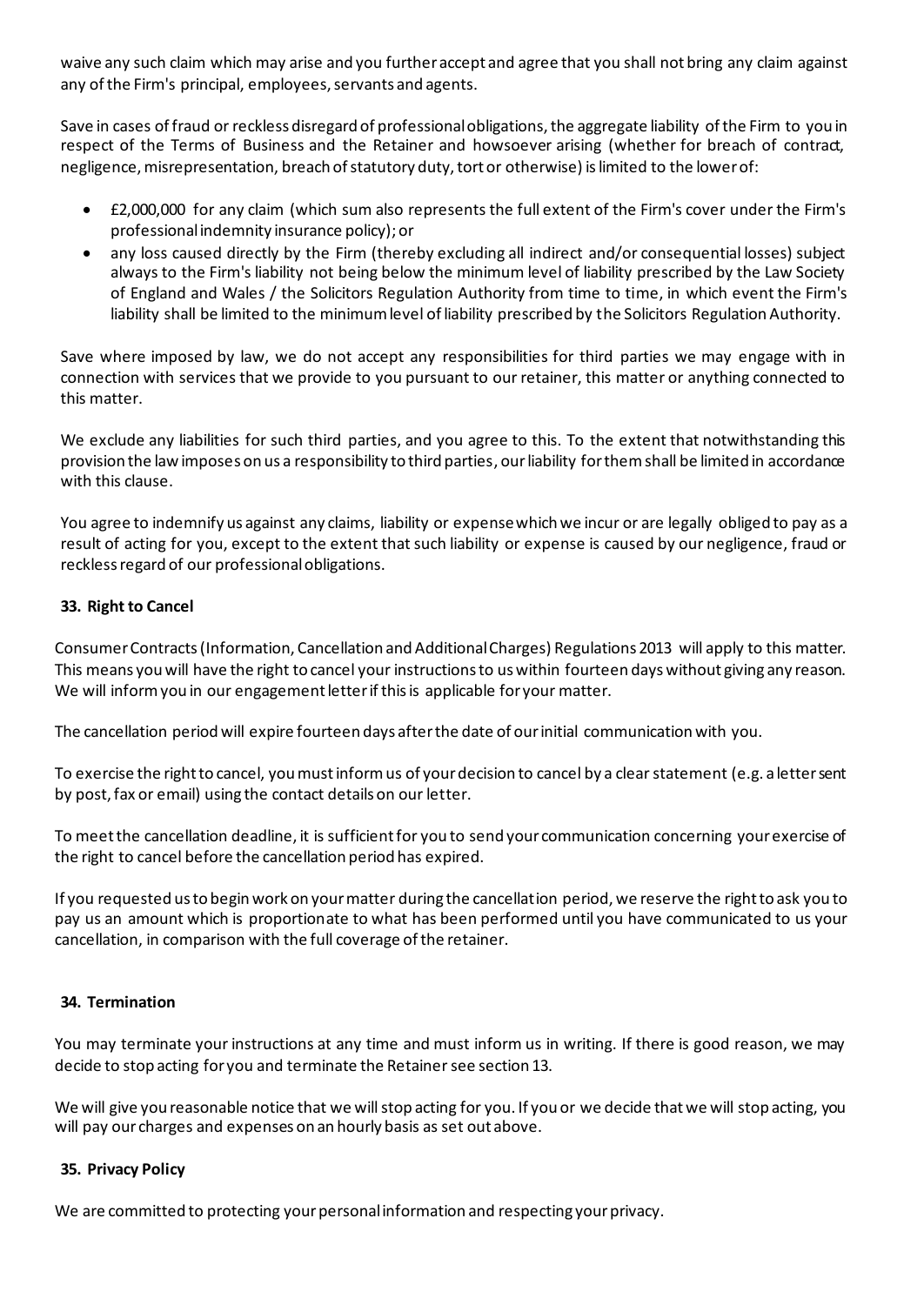waive any such claim which may arise and you further accept and agree that you shall not bring any claim against any of the Firm's principal, employees, servants and agents.

Save in cases of fraud or reckless disregard of professional obligations, the aggregate liability of the Firm to you in respect of the Terms of Business and the Retainer and howsoever arising (whether for breach of contract, negligence, misrepresentation, breach of statutory duty, tort or otherwise) is limited to the lower of:

- £2,000,000 for any claim (which sum also represents the full extent of the Firm's cover under the Firm's professional indemnity insurance policy); or
- any loss caused directly by the Firm (thereby excluding all indirect and/or consequential losses) subject always to the Firm's liability not being below the minimum level of liability prescribed by the Law Society of England and Wales / the Solicitors Regulation Authority from time to time, in which event the Firm's liability shall be limited to the minimum level of liability prescribed by the Solicitors Regulation Authority.

Save where imposed by law, we do not accept any responsibilities for third parties we may engage with in connection with services that we provide to you pursuant to our retainer, this matter or anything connected to this matter.

We exclude any liabilities for such third parties, and you agree to this. To the extent that notwithstanding this provision the law imposes on us a responsibility to third parties, our liability for them shall be limited in accordance with this clause.

You agree to indemnify us against any claims, liability or expense which we incur or are legally obliged to pay as a result of acting for you, except to the extent that such liability or expense is caused by our negligence, fraud or reckless regard of our professional obligations.

**33. Right to Cancel**

Consumer Contracts (Information, Cancellation and Additional Charges) Regulations 2013 will apply to this matter. This means you will have the right to cancel your instructions to us within fourteen days without giving any reason. We will inform you in our engagement letter if this is applicable for your matter.

The cancellation period will expire fourteen days after the date of our initial communication with you.

To exercise the right to cancel, you must inform us of your decision to cancel by a clear statement (e.g. a letter sent by post, fax or email) using the contact details on our letter.

To meet the cancellation deadline, it is sufficient for you to send your communication concerning your exercise of the right to cancel before the cancellation period has expired.

If you requested us to begin work on your matter during the cancellation period, we reserve the right to ask you to pay us an amount which is proportionate to what has been performed until you have communicated to us your cancellation, in comparison with the full coverage of the retainer.

**34. Termination**

You may terminate your instructions at any time and must inform us in writing. If there is good reason, we may decide to stop acting for you and terminate the Retainer see section 13.

We will give you reasonable notice that we will stop acting for you. If you or we decide that we will stop acting, you will pay our charges and expenses on an hourly basis as set out above.

**35. Privacy Policy**

We are committed to protecting your personal information and respecting your privacy.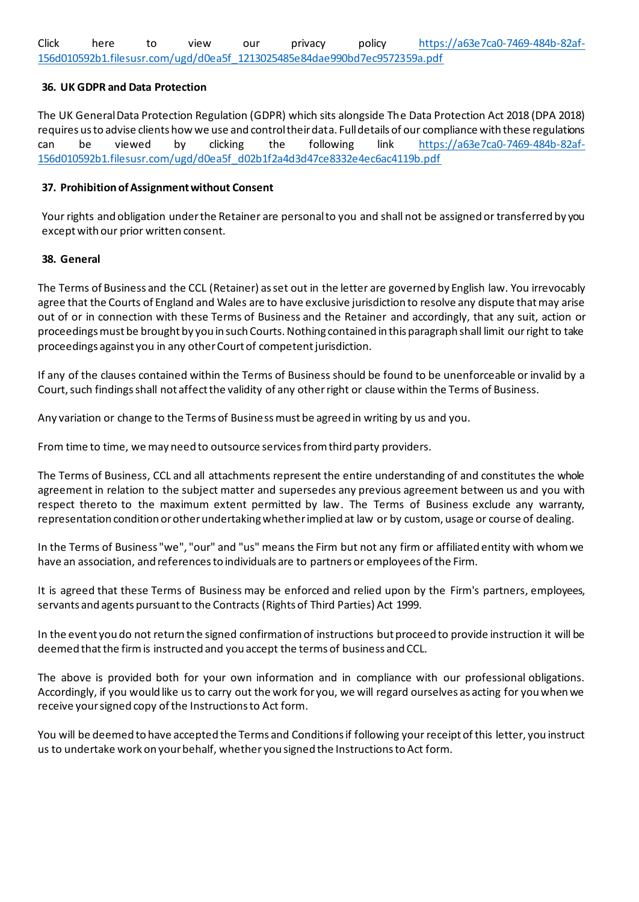Click here to view our privacy policy https://a63e7ca0-7469-484b-82af-156d010592b1.filesusr.com/ugd/d0ea5f_1213025485e84dae990bd7ec9572359a.pdf

**36. UK GDPR and Data Protection**

The UK General Data Protection Regulation (GDPR) which sits alongside The Data Protection Act 2018 (DPA 2018) requires us to advise clients how we use and control their data. Full details of our compliance with these regulations can be viewed by clicking the following link https://a63e7ca0-7469-484b-82af-156d010592b1.filesusr.com/ugd/d0ea5f_d02b1f2a4d3d47ce8332e4ec6ac4119b.pdf

**37. Prohibition of Assignment without Consent**

Your rights and obligation under the Retainer are personal to you and shall not be assigned or transferred by you except with our prior written consent.

**38. General**

The Terms of Business and the CCL (Retainer) as set out in the letter are governed by English law. You irrevocably agree that the Courts of England and Wales are to have exclusive jurisdiction to resolve any dispute that may arise out of or in connection with these Terms of Business and the Retainer and accordingly, that any suit, action or proceedings must be brought by you in such Courts. Nothing contained in this paragraph shall limit our right to take proceedings against you in any other Court of competent jurisdiction.

If any of the clauses contained within the Terms of Business should be found to be unenforceable or invalid by a Court, such findings shall not affect the validity of any other right or clause within the Terms of Business.

Any variation or change to the Terms of Business must be agreed in writing by us and you.

From time to time, we may need to outsource services from third party providers.

The Terms of Business, CCL and all attachments represent the entire understanding of and constitutes the whole agreement in relation to the subject matter and supersedes any previous agreement between us and you with respect thereto to the maximum extent permitted by law. The Terms of Business exclude any warranty, representation condition or other undertaking whether implied at law or by custom, usage or course of dealing.

In the Terms of Business "we", "our" and "us" means the Firm but not any firm or affiliated entity with whom we have an association, and references to individuals are to partners or employees of the Firm.

It is agreed that these Terms of Business may be enforced and relied upon by the Firm's partners, employees, servants and agents pursuant to the Contracts (Rights of Third Parties) Act 1999.

In the event you do not return the signed confirmation of instructions but proceed to provide instruction it will be deemed that the firm is instructed and you accept the terms of business and CCL.

The above is provided both for your own information and in compliance with our professional obligations. Accordingly, if you would like us to carry out the work for you, we will regard ourselves as acting for you when we receive your signed copy of the Instructions to Act form.

You will be deemed to have accepted the Terms and Conditions if following your receipt of this letter, you instruct us to undertake work on your behalf, whether you signed the Instructions to Act form.